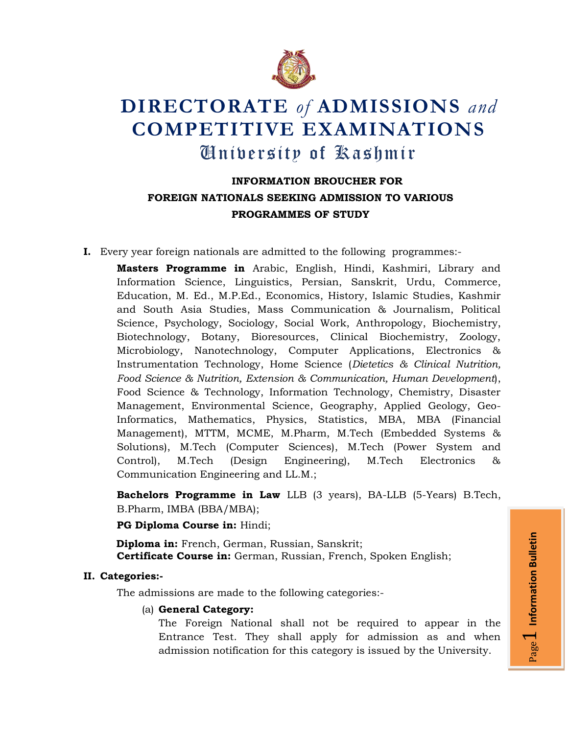# DIRECTORATE *of* ADMISSIONS *and* COMPETITIVE EXAMINATIONS

## University of Kashmir

### INFORMATION BROUCHER FOR FOREIGN NATIONALS SEEKING ADMISSION TO VARIOUS PROGRAMMES OF STUDY

**I.** Every year foreign nationals are admitted to the following programmes:-

**Masters Programme in** Arabic, English, Hindi, Kashmiri, Library and Information Science, Linguistics, Persian, Sanskrit, Urdu, Commerce, Education, M. Ed., M.P.Ed., Economics, History, Islamic Studies, Kashmir and South Asia Studies, Mass Communication & Journalism, Political Science, Psychology, Sociology, Social Work, Anthropology, Biochemistry, Biotechnology, Botany, Bioresources, Clinical Biochemistry, Zoology, Microbiology, Nanotechnology, Computer Applications, Electronics & Instrumentation Technology, Home Science (*Dietetics & Clinical Nutrition, Food Science & Nutrition, Extension & Communication, Human Development*), Food Science & Technology, Information Technology, Chemistry, Disaster Management, Environmental Science, Geography, Applied Geology, Geo-Informatics, Mathematics, Physics, Statistics, MBA, MBA (Financial Management), MTTM, MCME, M.Pharm, M.Tech (Embedded Systems & Solutions), M.Tech (Computer Sciences), M.Tech (Power System and Control), M.Tech (Design Engineering), M.Tech Electronics & Communication Engineering and LL.M.;

**Bachelors Programme in Law** LLB (3 years), BA-LLB (5-Years) B.Tech, B.Pharm, IMBA (BBA/MBA);

**PG Diploma Course in:** Hindi;

**Diploma in:** French, German, Russian, Sanskrit;
**Certificate Course in:** German, Russian, French, Spoken English;

**II. Categories:-**

The admissions are made to the following categories:-

(a) **General Category:**
The Foreign National shall not be required to appear in the Entrance Test. They shall apply for admission as and when admission notification for this category is issued by the University.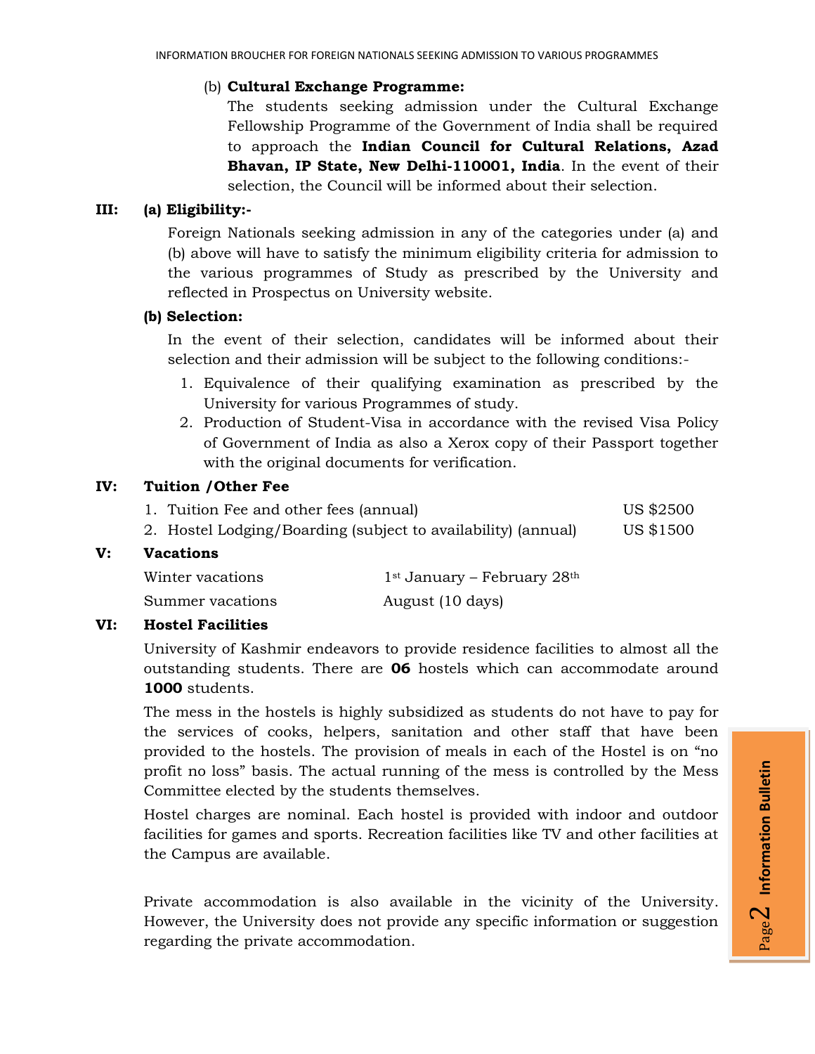(b) **Cultural Exchange Programme:**

The students seeking admission under the Cultural Exchange Fellowship Programme of the Government of India shall be required to approach the **Indian Council for Cultural Relations, Azad Bhavan, IP State, New Delhi-110001, India**. In the event of their selection, the Council will be informed about their selection.

**III: (a) Eligibility:-**

Foreign Nationals seeking admission in any of the categories under (a) and (b) above will have to satisfy the minimum eligibility criteria for admission to the various programmes of Study as prescribed by the University and reflected in Prospectus on University website.

**(b) Selection:**

In the event of their selection, candidates will be informed about their selection and their admission will be subject to the following conditions:-

1. Equivalence of their qualifying examination as prescribed by the University for various Programmes of study.
2. Production of Student-Visa in accordance with the revised Visa Policy of Government of India as also a Xerox copy of their Passport together with the original documents for verification.

**IV: Tuition /Other Fee**

| | |
|---|---|
| 1. Tuition Fee and other fees (annual) | US $2500 |
| 2. Hostel Lodging/Boarding (subject to availability) (annual) | US $1500 |

**V: Vacations**

| | |
|---|---|
| Winter vacations | 1st January – February 28th |
| Summer vacations | August (10 days) |

**VI: Hostel Facilities**

University of Kashmir endeavors to provide residence facilities to almost all the outstanding students. There are **06** hostels which can accommodate around **1000** students.

The mess in the hostels is highly subsidized as students do not have to pay for the services of cooks, helpers, sanitation and other staff that have been provided to the hostels. The provision of meals in each of the Hostel is on "no profit no loss" basis. The actual running of the mess is controlled by the Mess Committee elected by the students themselves.

Hostel charges are nominal. Each hostel is provided with indoor and outdoor facilities for games and sports. Recreation facilities like TV and other facilities at the Campus are available.

Private accommodation is also available in the vicinity of the University. However, the University does not provide any specific information or suggestion regarding the private accommodation.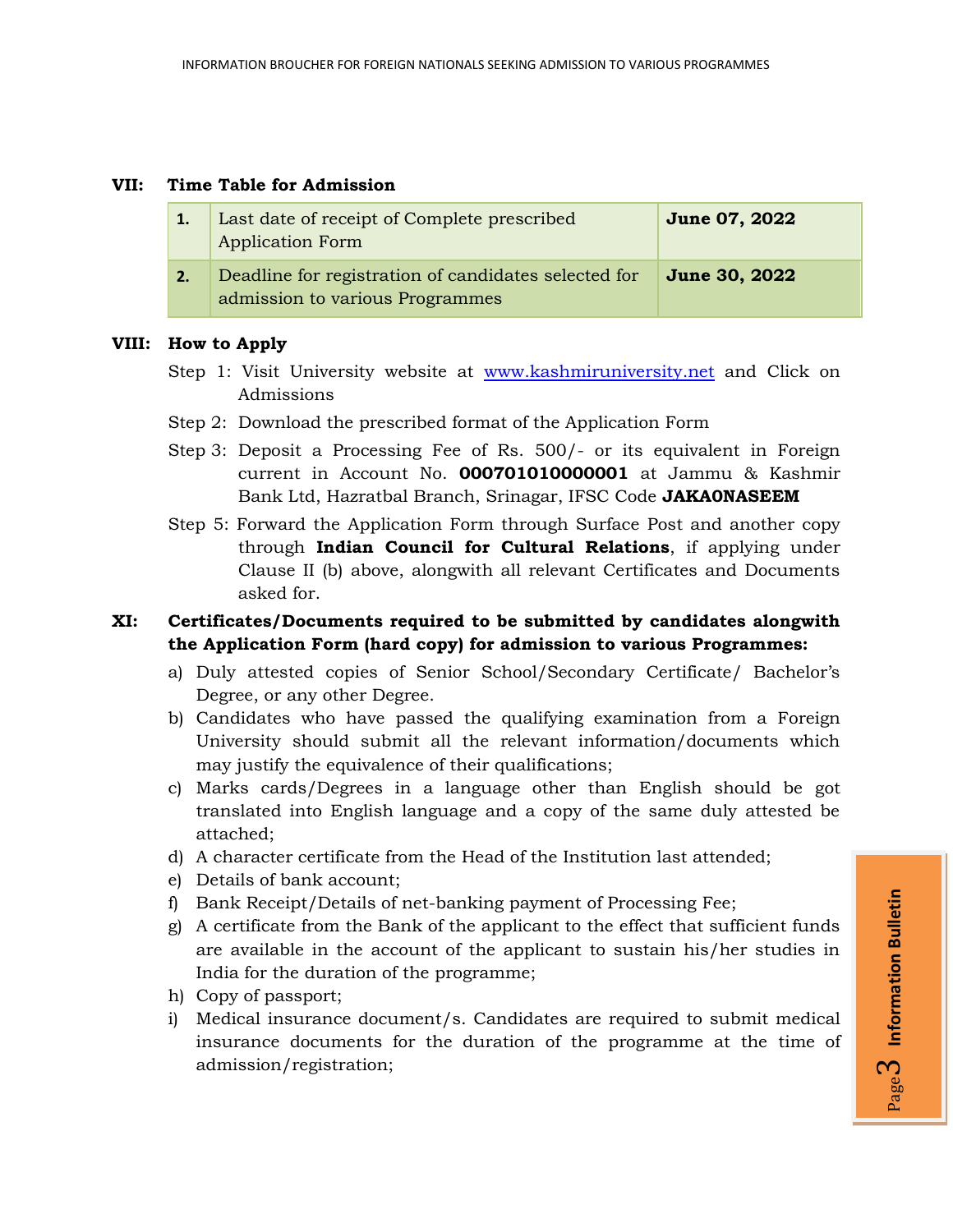## VII: Time Table for Admission

| | | |
|---|---|---|
| **1.** | Last date of receipt of Complete prescribed Application Form | **June 07, 2022** |
| **2.** | Deadline for registration of candidates selected for admission to various Programmes | **June 30, 2022** |

## VIII: How to Apply

Step 1: Visit University website at [www.kashmiruniversity.net](http://www.kashmiruniversity.net) and Click on Admissions

Step 2: Download the prescribed format of the Application Form

Step 3: Deposit a Processing Fee of Rs. 500/- or its equivalent in Foreign current in Account No. **000701010000001** at Jammu & Kashmir Bank Ltd, Hazratbal Branch, Srinagar, IFSC Code **JAKA0NASEEM**

Step 5: Forward the Application Form through Surface Post and another copy through **Indian Council for Cultural Relations**, if applying under Clause II (b) above, alongwith all relevant Certificates and Documents asked for.

## XI: Certificates/Documents required to be submitted by candidates alongwith the Application Form (hard copy) for admission to various Programmes:

a) Duly attested copies of Senior School/Secondary Certificate/ Bachelor's Degree, or any other Degree.

b) Candidates who have passed the qualifying examination from a Foreign University should submit all the relevant information/documents which may justify the equivalence of their qualifications;

c) Marks cards/Degrees in a language other than English should be got translated into English language and a copy of the same duly attested be attached;

d) A character certificate from the Head of the Institution last attended;

e) Details of bank account;

f) Bank Receipt/Details of net-banking payment of Processing Fee;

g) A certificate from the Bank of the applicant to the effect that sufficient funds are available in the account of the applicant to sustain his/her studies in India for the duration of the programme;

h) Copy of passport;

i) Medical insurance document/s. Candidates are required to submit medical insurance documents for the duration of the programme at the time of admission/registration;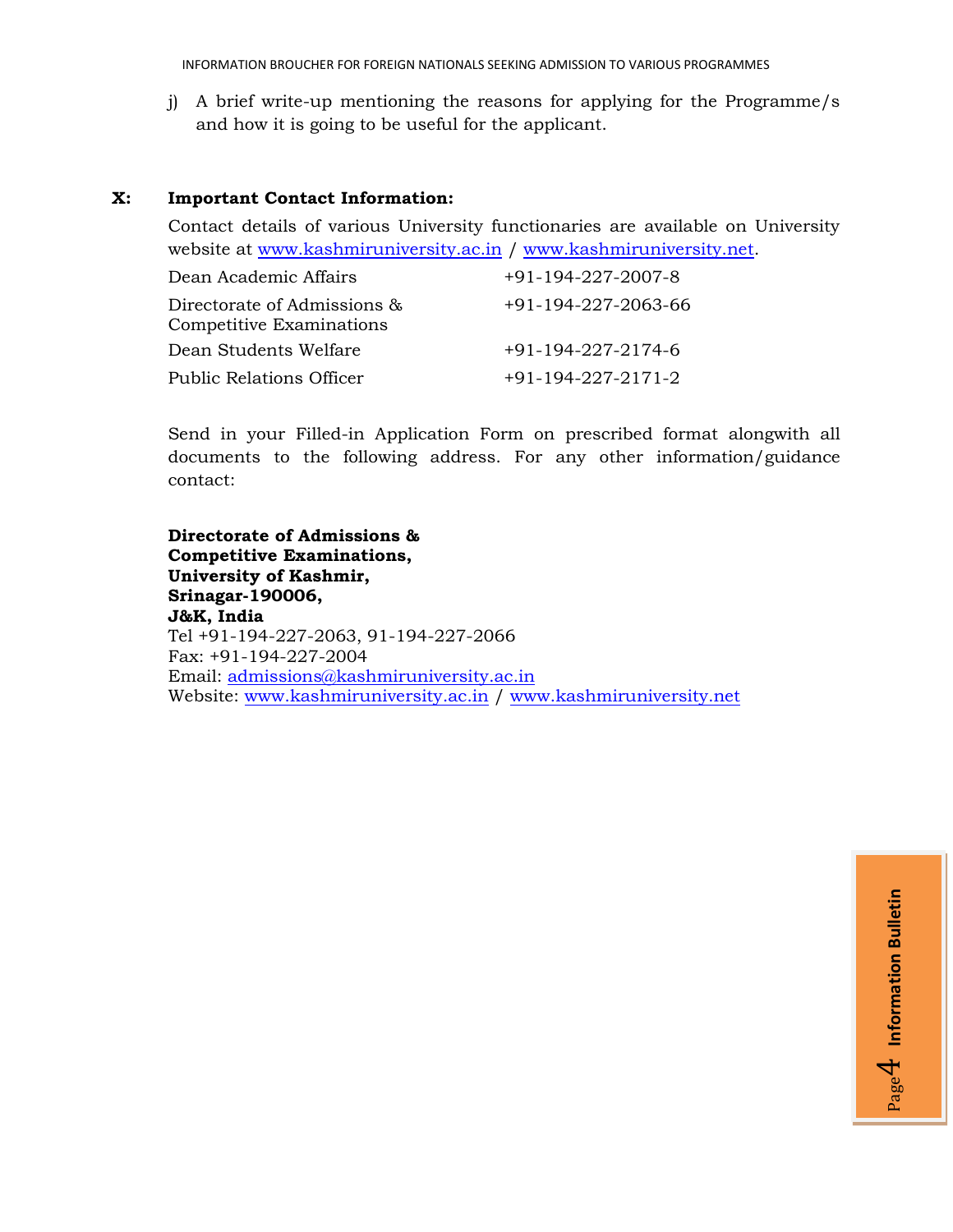j) A brief write-up mentioning the reasons for applying for the Programme/s and how it is going to be useful for the applicant.

**X: Important Contact Information:**

Contact details of various University functionaries are available on University website at www.kashmiruniversity.ac.in / www.kashmiruniversity.net.

| | |
|---|---|
| Dean Academic Affairs | +91-194-227-2007-8 |
| Directorate of Admissions & Competitive Examinations | +91-194-227-2063-66 |
| Dean Students Welfare | +91-194-227-2174-6 |
| Public Relations Officer | +91-194-227-2171-2 |

Send in your Filled-in Application Form on prescribed format alongwith all documents to the following address. For any other information/guidance contact:

**Directorate of Admissions &**
**Competitive Examinations,**
**University of Kashmir,**
**Srinagar-190006,**
**J&K, India**
Tel +91-194-227-2063, 91-194-227-2066
Fax: +91-194-227-2004
Email: admissions@kashmiruniversity.ac.in
Website: www.kashmiruniversity.ac.in / www.kashmiruniversity.net